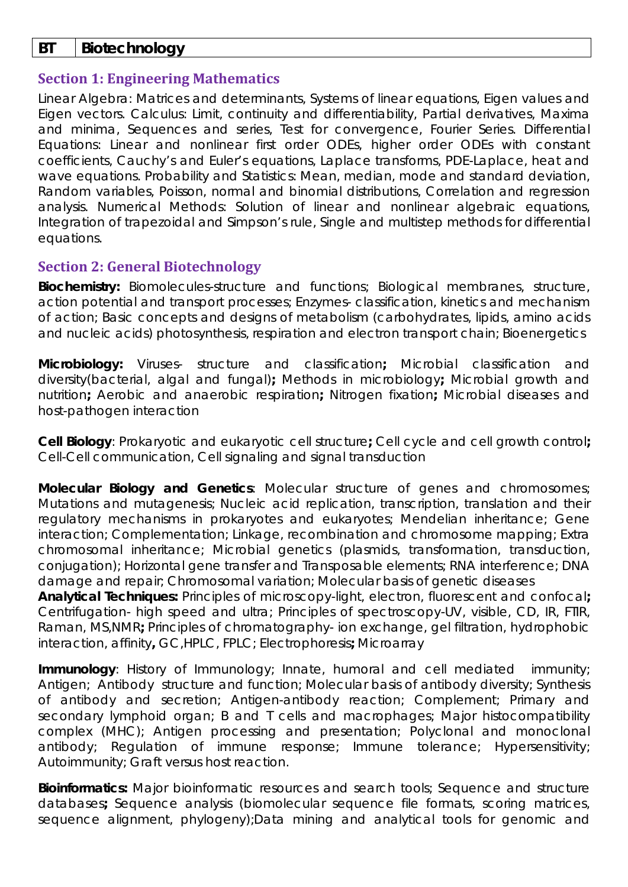| BT | Biotechnology |
|---|---|

## Section 1: Engineering Mathematics

Linear Algebra: Matrices and determinants, Systems of linear equations, Eigen values and Eigen vectors. Calculus: Limit, continuity and differentiability, Partial derivatives, Maxima and minima, Sequences and series, Test for convergence, Fourier Series. Differential Equations: Linear and nonlinear first order ODEs, higher order ODEs with constant coefficients, Cauchy's and Euler's equations, Laplace transforms, PDE-Laplace, heat and wave equations. Probability and Statistics: Mean, median, mode and standard deviation, Random variables, Poisson, normal and binomial distributions, Correlation and regression analysis. Numerical Methods: Solution of linear and nonlinear algebraic equations, Integration of trapezoidal and Simpson's rule, Single and multistep methods for differential equations.

## Section 2: General Biotechnology

**Biochemistry:** Biomolecules-structure and functions; Biological membranes, structure, action potential and transport processes; Enzymes- classification, kinetics and mechanism of action; Basic concepts and designs of metabolism (carbohydrates, lipids, amino acids and nucleic acids) photosynthesis, respiration and electron transport chain; Bioenergetics

**Microbiology:** Viruses- structure and classification**;** Microbial classification and diversity(bacterial, algal and fungal)**;** Methods in microbiology**;** Microbial growth and nutrition**;** Aerobic and anaerobic respiration**;** Nitrogen fixation**;** Microbial diseases and host-pathogen interaction

**Cell Biology**: Prokaryotic and eukaryotic cell structure**;** Cell cycle and cell growth control**;** Cell-Cell communication, Cell signaling and signal transduction

**Molecular Biology and Genetics**: Molecular structure of genes and chromosomes; Mutations and mutagenesis; Nucleic acid replication, transcription, translation and their regulatory mechanisms in prokaryotes and eukaryotes; Mendelian inheritance; Gene interaction; Complementation; Linkage, recombination and chromosome mapping; Extra chromosomal inheritance; Microbial genetics (plasmids, transformation, transduction, conjugation); Horizontal gene transfer and Transposable elements; RNA interference; DNA damage and repair; Chromosomal variation; Molecular basis of genetic diseases

**Analytical Techniques:** Principles of microscopy-light, electron, fluorescent and confocal**;** Centrifugation- high speed and ultra; Principles of spectroscopy-UV, visible, CD, IR, FTIR, Raman, MS,NMR**;** Principles of chromatography- ion exchange, gel filtration, hydrophobic interaction, affinity**,** GC,HPLC, FPLC; Electrophoresis**;** Microarray

**Immunology**: History of Immunology; Innate, humoral and cell mediated immunity; Antigen; Antibody structure and function; Molecular basis of antibody diversity; Synthesis of antibody and secretion; Antigen-antibody reaction; Complement; Primary and secondary lymphoid organ; B and T cells and macrophages; Major histocompatibility complex (MHC); Antigen processing and presentation; Polyclonal and monoclonal antibody; Regulation of immune response; Immune tolerance; Hypersensitivity; Autoimmunity; Graft versus host reaction.

**Bioinformatics:** Major bioinformatic resources and search tools; Sequence and structure databases**;** Sequence analysis (biomolecular sequence file formats, scoring matrices, sequence alignment, phylogeny);Data mining and analytical tools for genomic and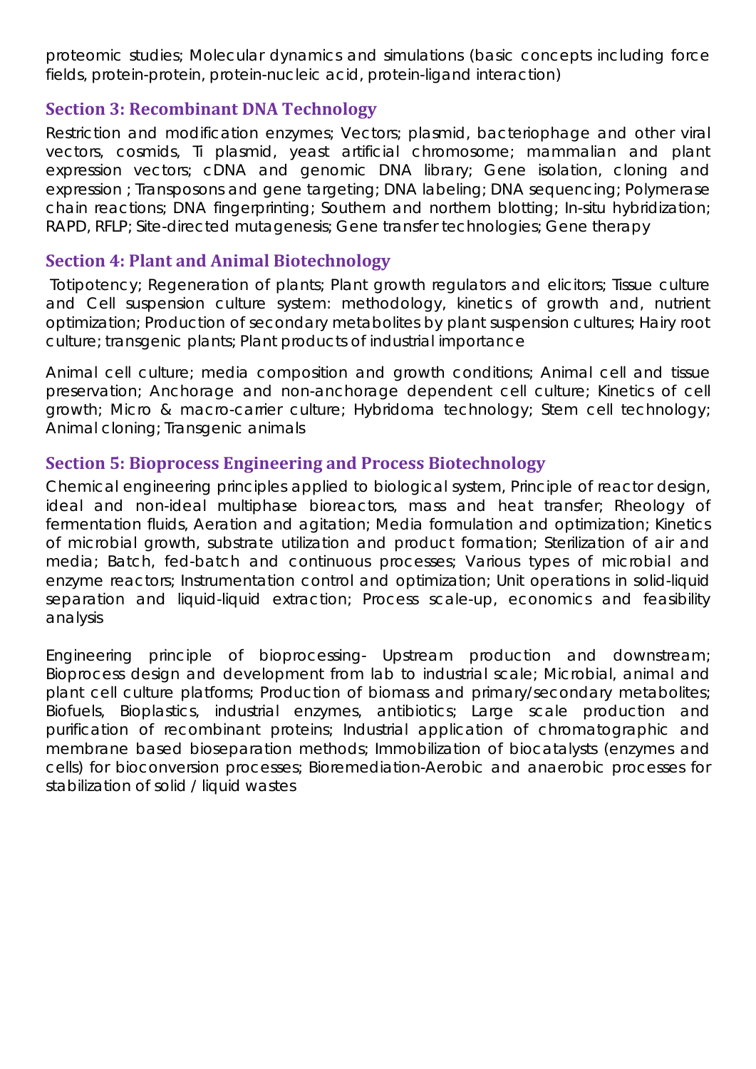proteomic studies; Molecular dynamics and simulations (basic concepts including force fields, protein-protein, protein-nucleic acid, protein-ligand interaction)

## Section 3: Recombinant DNA Technology

Restriction and modification enzymes; Vectors; plasmid, bacteriophage and other viral vectors, cosmids, Ti plasmid, yeast artificial chromosome; mammalian and plant expression vectors; cDNA and genomic DNA library; Gene isolation, cloning and expression ; Transposons and gene targeting; DNA labeling; DNA sequencing; Polymerase chain reactions; DNA fingerprinting; Southern and northern blotting; In-situ hybridization; RAPD, RFLP; Site-directed mutagenesis; Gene transfer technologies; Gene therapy

## Section 4: Plant and Animal Biotechnology

Totipotency; Regeneration of plants; Plant growth regulators and elicitors; Tissue culture and Cell suspension culture system: methodology, kinetics of growth and, nutrient optimization; Production of secondary metabolites by plant suspension cultures; Hairy root culture; transgenic plants; Plant products of industrial importance

Animal cell culture; media composition and growth conditions; Animal cell and tissue preservation; Anchorage and non-anchorage dependent cell culture; Kinetics of cell growth; Micro & macro-carrier culture; Hybridoma technology; Stem cell technology; Animal cloning; Transgenic animals

## Section 5: Bioprocess Engineering and Process Biotechnology

Chemical engineering principles applied to biological system, Principle of reactor design, ideal and non-ideal multiphase bioreactors, mass and heat transfer; Rheology of fermentation fluids, Aeration and agitation; Media formulation and optimization; Kinetics of microbial growth, substrate utilization and product formation; Sterilization of air and media; Batch, fed-batch and continuous processes; Various types of microbial and enzyme reactors; Instrumentation control and optimization; Unit operations in solid-liquid separation and liquid-liquid extraction; Process scale-up, economics and feasibility analysis

Engineering principle of bioprocessing- Upstream production and downstream; Bioprocess design and development from lab to industrial scale; Microbial, animal and plant cell culture platforms; Production of biomass and primary/secondary metabolites; Biofuels, Bioplastics, industrial enzymes, antibiotics; Large scale production and purification of recombinant proteins; Industrial application of chromatographic and membrane based bioseparation methods; Immobilization of biocatalysts (enzymes and cells) for bioconversion processes; Bioremediation-Aerobic and anaerobic processes for stabilization of solid / liquid wastes